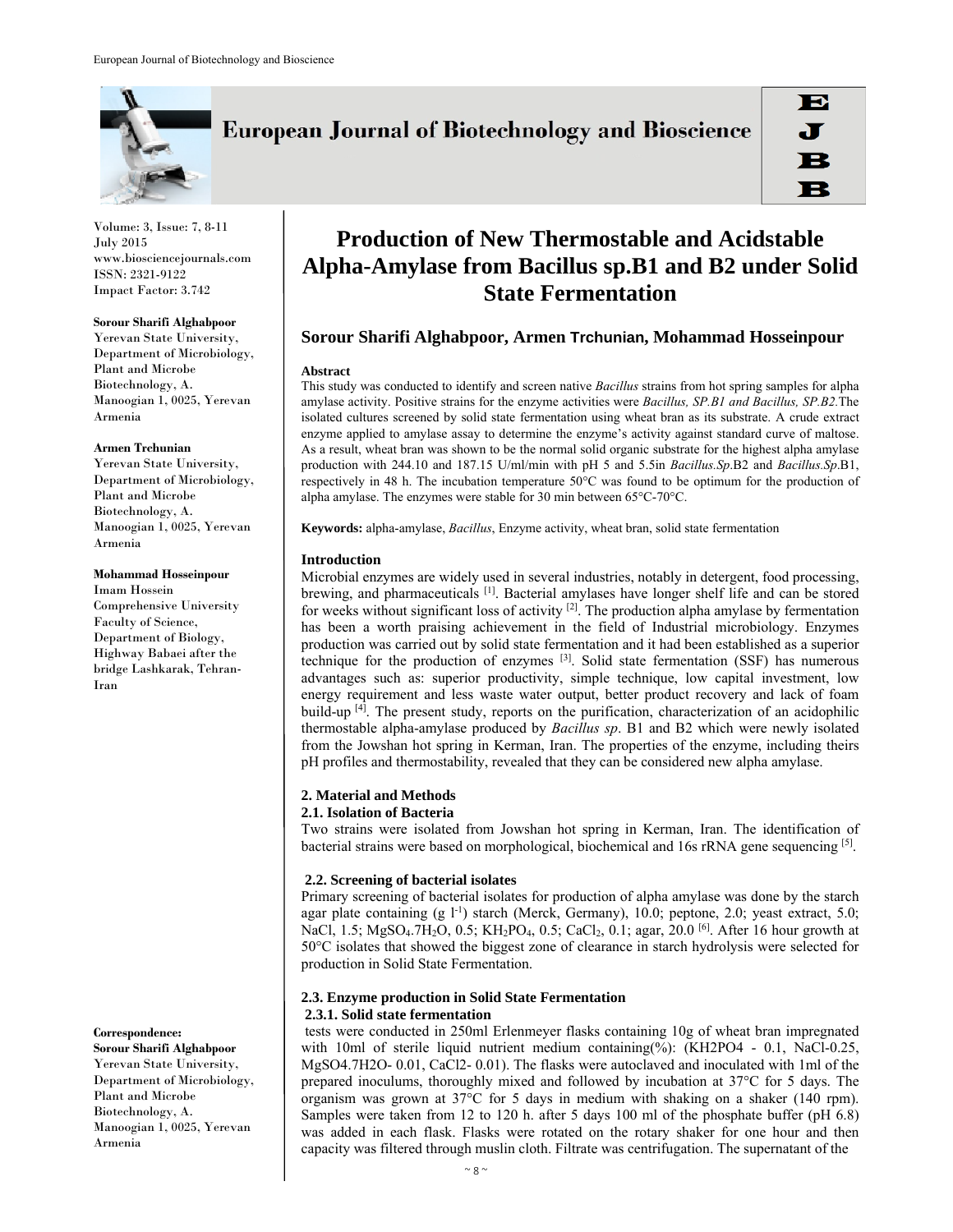# Production of New Thermostable and Acidstable Alpha-Amylase from Bacillus sp.B1 and B2 under Solid State Fermentation

**Sorour Sharifi Alghabpoor, Armen Trchunian, Mohammad Hosseinpour**

**Sorour Sharifi Alghabpoor**
Yerevan State University, Department of Microbiology, Plant and Microbe Biotechnology, A. Manoogian 1, 0025, Yerevan Armenia

**Armen Trchunian**
Yerevan State University, Department of Microbiology, Plant and Microbe Biotechnology, A. Manoogian 1, 0025, Yerevan Armenia

**Mohammad Hosseinpour**
Imam Hossein Comprehensive University Faculty of Science, Department of Biology, Highway Babaei after the bridge Lashkarak, Tehran-Iran

**Correspondence:**
**Sorour Sharifi Alghabpoor**
Yerevan State University, Department of Microbiology, Plant and Microbe Biotechnology, A. Manoogian 1, 0025, Yerevan Armenia

### Abstract

This study was conducted to identify and screen native *Bacillus* strains from hot spring samples for alpha amylase activity. Positive strains for the enzyme activities were *Bacillus, SP.B1 and Bacillus, SP.B2.*The isolated cultures screened by solid state fermentation using wheat bran as its substrate. A crude extract enzyme applied to amylase assay to determine the enzyme's activity against standard curve of maltose. As a result, wheat bran was shown to be the normal solid organic substrate for the highest alpha amylase production with 244.10 and 187.15 U/ml/min with pH 5 and 5.5in *Bacillus.Sp*.B2 and *Bacillus.Sp*.B1, respectively in 48 h. The incubation temperature 50°C was found to be optimum for the production of alpha amylase. The enzymes were stable for 30 min between 65°C-70°C.

**Keywords:** alpha-amylase, *Bacillus*, Enzyme activity, wheat bran, solid state fermentation

### Introduction

Microbial enzymes are widely used in several industries, notably in detergent, food processing, brewing, and pharmaceuticals [1]. Bacterial amylases have longer shelf life and can be stored for weeks without significant loss of activity [2]. The production alpha amylase by fermentation has been a worth praising achievement in the field of Industrial microbiology. Enzymes production was carried out by solid state fermentation and it had been established as a superior technique for the production of enzymes [3]. Solid state fermentation (SSF) has numerous advantages such as: superior productivity, simple technique, low capital investment, low energy requirement and less waste water output, better product recovery and lack of foam build-up [4]. The present study, reports on the purification, characterization of an acidophilic thermostable alpha-amylase produced by *Bacillus sp*. B1 and B2 which were newly isolated from the Jowshan hot spring in Kerman, Iran. The properties of the enzyme, including theirs pH profiles and thermostability, revealed that they can be considered new alpha amylase.

### 2. Material and Methods

#### 2.1. Isolation of Bacteria

Two strains were isolated from Jowshan hot spring in Kerman, Iran. The identification of bacterial strains were based on morphological, biochemical and 16s rRNA gene sequencing [5].

#### 2.2. Screening of bacterial isolates

Primary screening of bacterial isolates for production of alpha amylase was done by the starch agar plate containing (g $l^{-1}$) starch (Merck, Germany), 10.0; peptone, 2.0; yeast extract, 5.0; NaCl, 1.5; $MgSO_4.7H_2O$, 0.5; $KH_2PO_4$, 0.5; $CaCl_2$, 0.1; agar, 20.0 [6]. After 16 hour growth at 50°C isolates that showed the biggest zone of clearance in starch hydrolysis were selected for production in Solid State Fermentation.

#### 2.3. Enzyme production in Solid State Fermentation

##### 2.3.1. Solid state fermentation

tests were conducted in 250ml Erlenmeyer flasks containing 10g of wheat bran impregnated with 10ml of sterile liquid nutrient medium containing(%): ($KH_2PO_4$ - 0.1, NaCl-0.25, $MgSO_4.7H_2O$- 0.01, $CaCl_2$- 0.01). The flasks were autoclaved and inoculated with 1ml of the prepared inoculums, thoroughly mixed and followed by incubation at 37°C for 5 days. The organism was grown at 37°C for 5 days in medium with shaking on a shaker (140 rpm). Samples were taken from 12 to 120 h. after 5 days 100 ml of the phosphate buffer (pH 6.8) was added in each flask. Flasks were rotated on the rotary shaker for one hour and then capacity was filtered through muslin cloth. Filtrate was centrifugation. The supernatant of the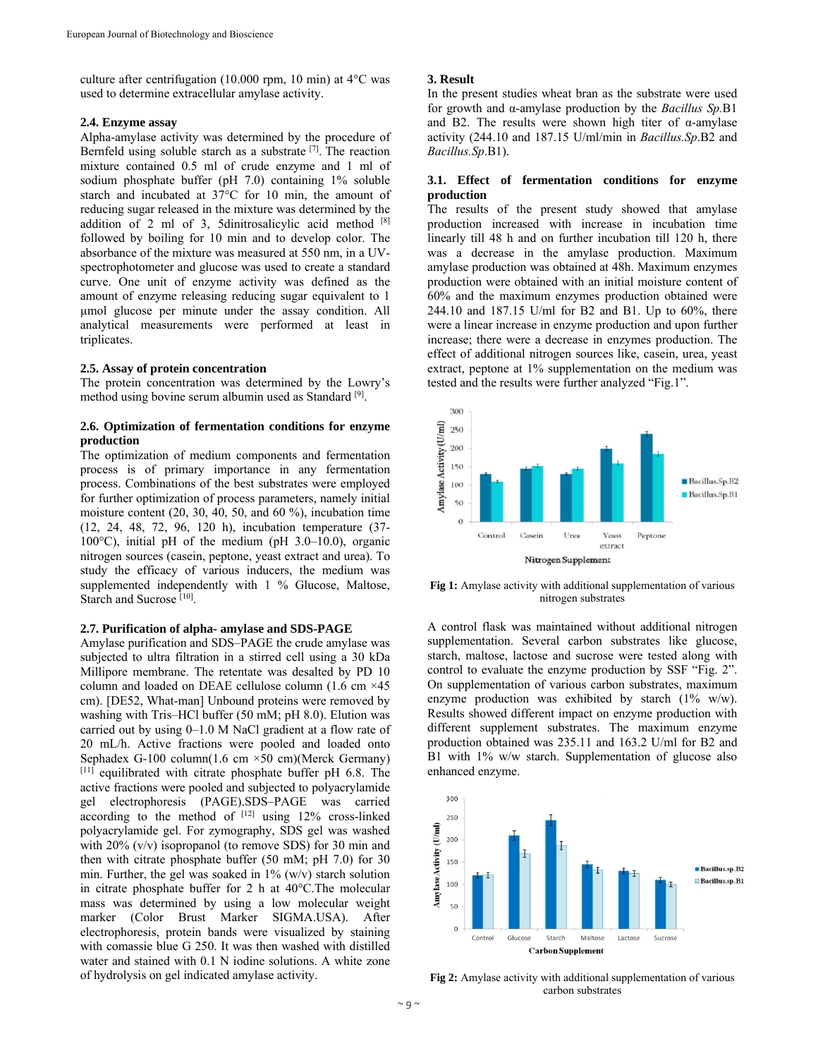culture after centrifugation (10.000 rpm, 10 min) at 4°C was used to determine extracellular amylase activity.

### 2.4. Enzyme assay

Alpha-amylase activity was determined by the procedure of Bernfeld using soluble starch as a substrate [7]. The reaction mixture contained 0.5 ml of crude enzyme and 1 ml of sodium phosphate buffer (pH 7.0) containing 1% soluble starch and incubated at 37°C for 10 min, the amount of reducing sugar released in the mixture was determined by the addition of 2 ml of 3, 5dinitrosalicylic acid method [8] followed by boiling for 10 min and to develop color. The absorbance of the mixture was measured at 550 nm, in a UV-spectrophotometer and glucose was used to create a standard curve. One unit of enzyme activity was defined as the amount of enzyme releasing reducing sugar equivalent to 1 μmol glucose per minute under the assay condition. All analytical measurements were performed at least in triplicates.

### 2.5. Assay of protein concentration

The protein concentration was determined by the Lowry's method using bovine serum albumin used as Standard [9].

### 2.6. Optimization of fermentation conditions for enzyme production

The optimization of medium components and fermentation process is of primary importance in any fermentation process. Combinations of the best substrates were employed for further optimization of process parameters, namely initial moisture content (20, 30, 40, 50, and 60 %), incubation time (12, 24, 48, 72, 96, 120 h), incubation temperature (37-100°C), initial pH of the medium (pH 3.0–10.0), organic nitrogen sources (casein, peptone, yeast extract and urea). To study the efficacy of various inducers, the medium was supplemented independently with 1 % Glucose, Maltose, Starch and Sucrose [10].

### 2.7. Purification of alpha- amylase and SDS-PAGE

Amylase purification and SDS–PAGE the crude amylase was subjected to ultra filtration in a stirred cell using a 30 kDa Millipore membrane. The retentate was desalted by PD 10 column and loaded on DEAE cellulose column (1.6 cm ×45 cm). [DE52, What-man] Unbound proteins were removed by washing with Tris–HCl buffer (50 mM; pH 8.0). Elution was carried out by using 0–1.0 M NaCl gradient at a flow rate of 20 mL/h. Active fractions were pooled and loaded onto Sephadex G-100 column(1.6 cm ×50 cm)(Merck Germany) [11] equilibrated with citrate phosphate buffer pH 6.8. The active fractions were pooled and subjected to polyacrylamide gel electrophoresis (PAGE).SDS–PAGE was carried according to the method of [12] using 12% cross-linked polyacrylamide gel. For zymography, SDS gel was washed with 20% (v/v) isopropanol (to remove SDS) for 30 min and then with citrate phosphate buffer (50 mM; pH 7.0) for 30 min. Further, the gel was soaked in 1% (w/v) starch solution in citrate phosphate buffer for 2 h at 40°C.The molecular mass was determined by using a low molecular weight marker (Color Brust Marker SIGMA.USA). After electrophoresis, protein bands were visualized by staining with comassie blue G 250. It was then washed with distilled water and stained with 0.1 N iodine solutions. A white zone of hydrolysis on gel indicated amylase activity.

## 3. Result

In the present studies wheat bran as the substrate were used for growth and α-amylase production by the *Bacillus Sp.*B1 and B2. The results were shown high titer of α-amylase activity (244.10 and 187.15 U/ml/min in *Bacillus.Sp*.B2 and *Bacillus.Sp*.B1).

### 3.1. Effect of fermentation conditions for enzyme production

The results of the present study showed that amylase production increased with increase in incubation time linearly till 48 h and on further incubation till 120 h, there was a decrease in the amylase production. Maximum amylase production was obtained at 48h. Maximum enzymes production were obtained with an initial moisture content of 60% and the maximum enzymes production obtained were 244.10 and 187.15 U/ml for B2 and B1. Up to 60%, there were a linear increase in enzyme production and upon further increase; there were a decrease in enzymes production. The effect of additional nitrogen sources like, casein, urea, yeast extract, peptone at 1% supplementation on the medium was tested and the results were further analyzed "Fig.1".

**Fig 1:** Amylase activity with additional supplementation of various nitrogen substrates

A control flask was maintained without additional nitrogen supplementation. Several carbon substrates like glucose, starch, maltose, lactose and sucrose were tested along with control to evaluate the enzyme production by SSF "Fig. 2". On supplementation of various carbon substrates, maximum enzyme production was exhibited by starch (1% w/w). Results showed different impact on enzyme production with different supplement substrates. The maximum enzyme production obtained was 235.11 and 163.2 U/ml for B2 and B1 with 1% w/w starch. Supplementation of glucose also enhanced enzyme.

**Fig 2:** Amylase activity with additional supplementation of various carbon substrates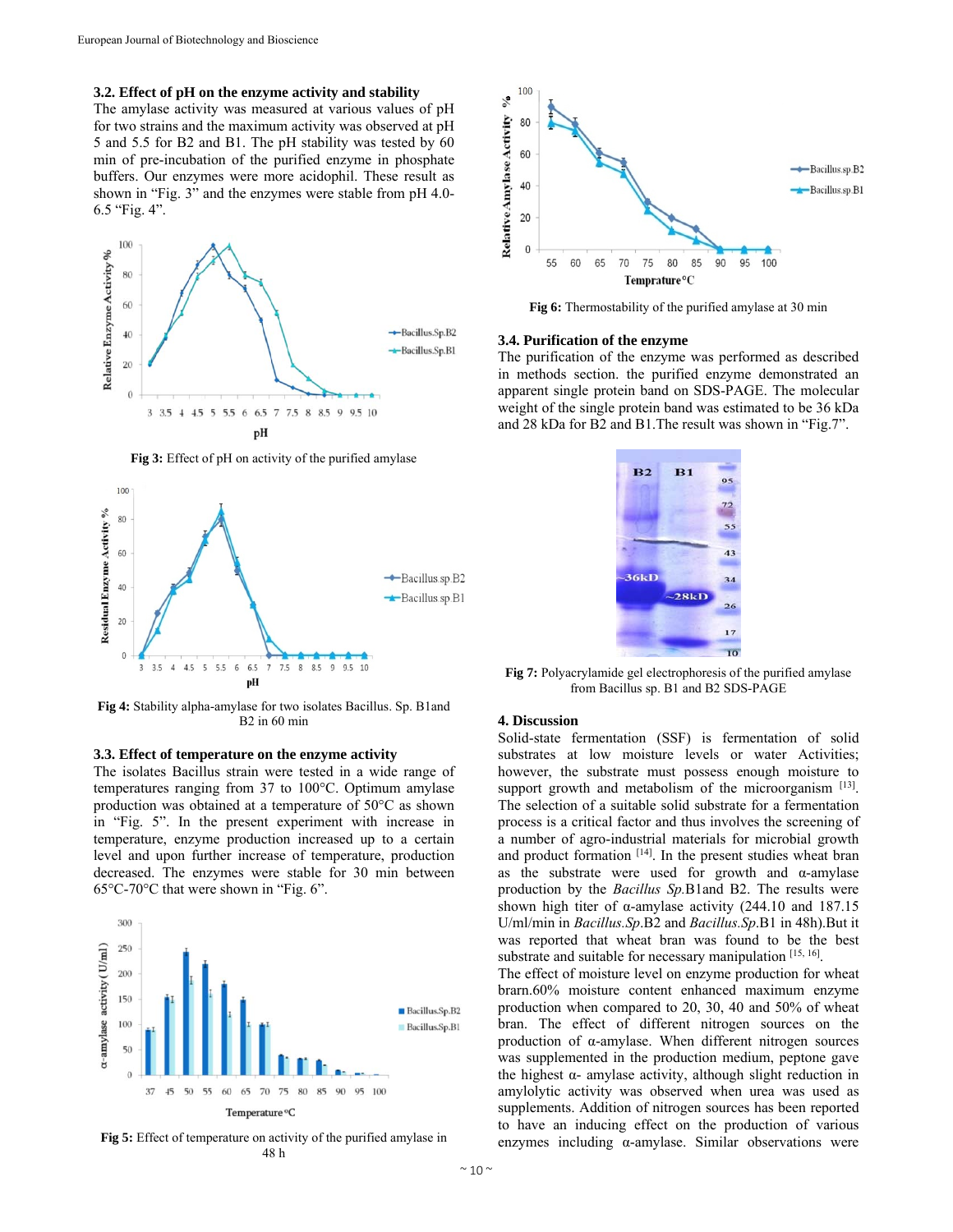### 3.2. Effect of pH on the enzyme activity and stability

The amylase activity was measured at various values of pH for two strains and the maximum activity was observed at pH 5 and 5.5 for B2 and B1. The pH stability was tested by 60 min of pre-incubation of the purified enzyme in phosphate buffers. Our enzymes were more acidophil. These result as shown in "Fig. 3" and the enzymes were stable from pH 4.0-6.5 "Fig. 4".

**Fig 3:** Effect of pH on activity of the purified amylase

**Fig 4:** Stability alpha-amylase for two isolates Bacillus. Sp. B1and B2 in 60 min

### 3.3. Effect of temperature on the enzyme activity

The isolates Bacillus strain were tested in a wide range of temperatures ranging from 37 to 100°C. Optimum amylase production was obtained at a temperature of 50°C as shown in "Fig. 5". In the present experiment with increase in temperature, enzyme production increased up to a certain level and upon further increase of temperature, production decreased. The enzymes were stable for 30 min between 65°C-70°C that were shown in "Fig. 6".

**Fig 5:** Effect of temperature on activity of the purified amylase in 48 h

**Fig 6:** Thermostability of the purified amylase at 30 min

### 3.4. Purification of the enzyme

The purification of the enzyme was performed as described in methods section. the purified enzyme demonstrated an apparent single protein band on SDS-PAGE. The molecular weight of the single protein band was estimated to be 36 kDa and 28 kDa for B2 and B1.The result was shown in "Fig.7".

**Fig 7:** Polyacrylamide gel electrophoresis of the purified amylase from Bacillus sp. B1 and B2 SDS-PAGE

## 4. Discussion

Solid-state fermentation (SSF) is fermentation of solid substrates at low moisture levels or water Activities; however, the substrate must possess enough moisture to support growth and metabolism of the microorganism [13]. The selection of a suitable solid substrate for a fermentation process is a critical factor and thus involves the screening of a number of agro-industrial materials for microbial growth and product formation [14]. In the present studies wheat bran as the substrate were used for growth and α-amylase production by the *Bacillus Sp.*B1and B2. The results were shown high titer of α-amylase activity (244.10 and 187.15 U/ml/min in *Bacillus.Sp*.B2 and *Bacillus.Sp*.B1 in 48h).But it was reported that wheat bran was found to be the best substrate and suitable for necessary manipulation [15, 16].

The effect of moisture level on enzyme production for wheat brarn.60% moisture content enhanced maximum enzyme production when compared to 20, 30, 40 and 50% of wheat bran. The effect of different nitrogen sources on the production of α-amylase. When different nitrogen sources was supplemented in the production medium, peptone gave the highest α- amylase activity, although slight reduction in amylolytic activity was observed when urea was used as supplements. Addition of nitrogen sources has been reported to have an inducing effect on the production of various enzymes including α-amylase. Similar observations were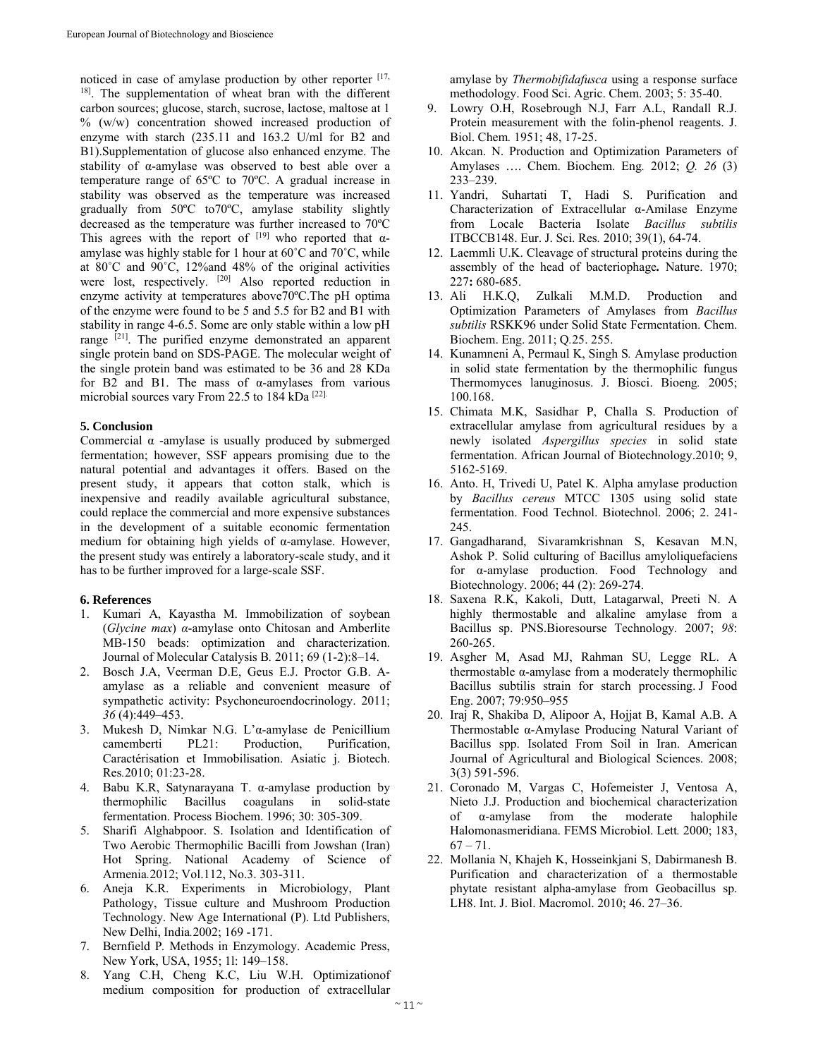noticed in case of amylase production by other reporter [17, 18]. The supplementation of wheat bran with the different carbon sources; glucose, starch, sucrose, lactose, maltose at 1 % (w/w) concentration showed increased production of enzyme with starch (235.11 and 163.2 U/ml for B2 and B1).Supplementation of glucose also enhanced enzyme. The stability of α-amylase was observed to best able over a temperature range of 65ºC to 70ºC. A gradual increase in stability was observed as the temperature was increased gradually from 50ºC to70ºC, amylase stability slightly decreased as the temperature was further increased to 70ºC This agrees with the report of [19] who reported that α-amylase was highly stable for 1 hour at 60˚C and 70˚C, while at 80˚C and 90˚C, 12%and 48% of the original activities were lost, respectively. [20] Also reported reduction in enzyme activity at temperatures above70ºC.The pH optima of the enzyme were found to be 5 and 5.5 for B2 and B1 with stability in range 4-6.5. Some are only stable within a low pH range [21]. The purified enzyme demonstrated an apparent single protein band on SDS-PAGE. The molecular weight of the single protein band was estimated to be 36 and 28 KDa for B2 and B1. The mass of α-amylases from various microbial sources vary From 22.5 to 184 kDa [22].

## 5. Conclusion

Commercial α -amylase is usually produced by submerged fermentation; however, SSF appears promising due to the natural potential and advantages it offers. Based on the present study, it appears that cotton stalk, which is inexpensive and readily available agricultural substance, could replace the commercial and more expensive substances in the development of a suitable economic fermentation medium for obtaining high yields of α-amylase. However, the present study was entirely a laboratory-scale study, and it has to be further improved for a large-scale SSF.

## 6. References

1. Kumari A, Kayastha M. Immobilization of soybean (*Glycine max*) *α*-amylase onto Chitosan and Amberlite MB-150 beads: optimization and characterization. Journal of Molecular Catalysis B. 2011; 69 (1-2):8–14.
2. Bosch J.A, Veerman D.E, Geus E.J. Proctor G.B. A-amylase as a reliable and convenient measure of sympathetic activity: Psychoneuroendocrinology. 2011; *36* (4):449–453.
3. Mukesh D, Nimkar N.G. L'α-amylase de Penicillium camemberti PL21: Production, Purification, Caractérisation et Immobilisation. Asiatic j. Biotech. Res.2010; 01:23-28.
4. Babu K.R, Satynarayana T. α-amylase production by thermophilic Bacillus coagulans in solid-state fermentation. Process Biochem. 1996; 30: 305-309.
5. Sharifi Alghabpoor. S. Isolation and Identification of Two Aerobic Thermophilic Bacilli from Jowshan (Iran) Hot Spring. National Academy of Science of Armenia.2012; Vol.112, No.3. 303-311.
6. Aneja K.R. Experiments in Microbiology, Plant Pathology, Tissue culture and Mushroom Production Technology. New Age International (P). Ltd Publishers, New Delhi, India.2002; 169 -171.
7. Bernfield P. Methods in Enzymology. Academic Press, New York, USA, 1955; 1l: 149–158.
8. Yang C.H, Cheng K.C, Liu W.H. Optimizationof medium composition for production of extracellular amylase by *Thermobifidafusca* using a response surface methodology. Food Sci. Agric. Chem. 2003; 5: 35-40.
9. Lowry O.H, Rosebrough N.J, Farr A.L, Randall R.J. Protein measurement with the folin-phenol reagents. J. Biol. Chem. 1951; 48, 17-25.
10. Akcan. N. Production and Optimization Parameters of Amylases …. Chem. Biochem. Eng. 2012; *Q. 26* (3) 233–239.
11. Yandri, Suhartati T, Hadi S. Purification and Characterization of Extracellular α-Amilase Enzyme from Locale Bacteria Isolate *Bacillus subtilis* ITBCCB148. Eur. J. Sci. Res. 2010; 39(1), 64-74.
12. Laemmli U.K. Cleavage of structural proteins during the assembly of the head of bacteriophage**.** Nature. 1970; 227**:** 680-685.
13. Ali H.K.Q, Zulkali M.M.D. Production and Optimization Parameters of Amylases from *Bacillus subtilis* RSKK96 under Solid State Fermentation. Chem. Biochem. Eng. 2011; Q.25. 255.
14. Kunamneni A, Permaul K, Singh S. Amylase production in solid state fermentation by the thermophilic fungus Thermomyces lanuginosus. J. Biosci. Bioeng. 2005; 100.168.
15. Chimata M.K, Sasidhar P, Challa S. Production of extracellular amylase from agricultural residues by a newly isolated *Aspergillus species* in solid state fermentation. African Journal of Biotechnology.2010; 9, 5162-5169.
16. Anto. H, Trivedi U, Patel K. Alpha amylase production by *Bacillus cereus* MTCC 1305 using solid state fermentation. Food Technol. Biotechnol. 2006; 2. 241-245.
17. Gangadharand, Sivaramkrishnan S, Kesavan M.N, Ashok P. Solid culturing of Bacillus amyloliquefaciens for α-amylase production. Food Technology and Biotechnology. 2006; 44 (2): 269-274.
18. Saxena R.K, Kakoli, Dutt, Latagarwal, Preeti N. A highly thermostable and alkaline amylase from a Bacillus sp. PNS.Bioresourse Technology. 2007; *98*: 260-265.
19. Asgher M, Asad MJ, Rahman SU, Legge RL. A thermostable α-amylase from a moderately thermophilic Bacillus subtilis strain for starch processing. J Food Eng. 2007; 79:950–955
20. Iraj R, Shakiba D, Alipoor A, Hojjat B, Kamal A.B. A Thermostable α-Amylase Producing Natural Variant of Bacillus spp. Isolated From Soil in Iran. American Journal of Agricultural and Biological Sciences. 2008; 3(3) 591-596.
21. Coronado M, Vargas C, Hofemeister J, Ventosa A, Nieto J.J. Production and biochemical characterization of α-amylase from the moderate halophile Halomonasmeridiana. FEMS Microbiol. Lett. 2000; 183, 67 – 71.
22. Mollania N, Khajeh K, Hosseinkjani S, Dabirmanesh B. Purification and characterization of a thermostable phytate resistant alpha-amylase from Geobacillus sp. LH8. Int. J. Biol. Macromol. 2010; 46. 27–36.